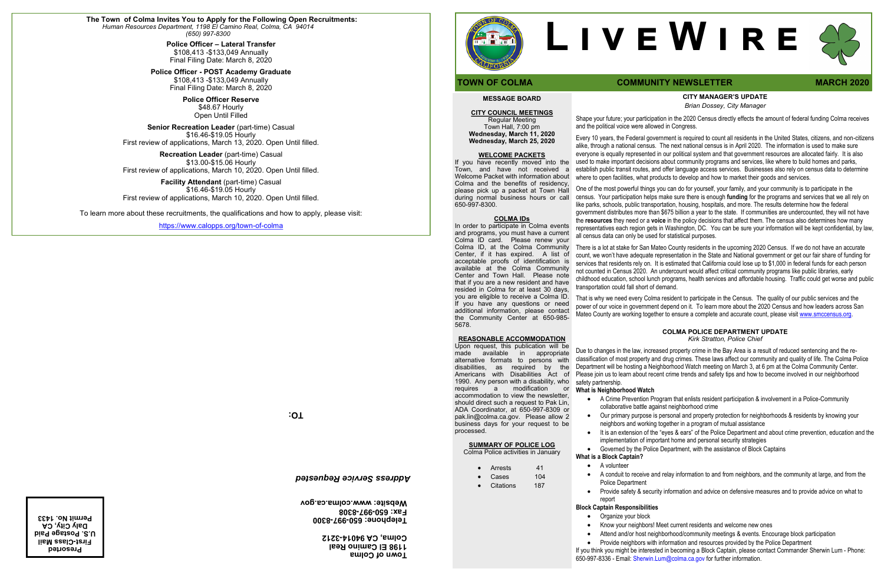**The Town of Colma Invites You to Apply for the Following Open Recruitments:**
*Human Resources Department, 1198 El Camino Real, Colma, CA 94014*
*(650) 997-8300*

**Police Officer – Lateral Transfer**
$108,413 -$133,049 Annually
Final Filing Date: March 8, 2020

**Police Officer - POST Academy Graduate**
$108,413 -$133,049 Annually
Final Filing Date: March 8, 2020

**Police Officer Reserve**
$48.67 Hourly
Open Until Filled

**Senior Recreation Leader** (part-time) Casual
$16.46-$19.05 Hourly
First review of applications, March 13, 2020. Open Until filled.

**Recreation Leader** (part-time) Casual
$13.00-$15.06 Hourly
First review of applications, March 10, 2020. Open Until filled.

**Facility Attendant** (part-time) Casual
$16.46-$19.05 Hourly
First review of applications, March 10, 2020. Open Until filled.

To learn more about these recruitments, the qualifications and how to apply, please visit:

https://www.calopps.org/town-of-colma

TO:

*Address Service Requested*

**Town of Colma**
**1198 El Camino Real**
**Colma, CA 94014-3212**

**Telephone: 650-997-8300**
**Fax: 650-997-8308**
**Website: www.colma.ca.gov**

**Presorted**
**First-Class Mail**
**U.S. Postage Paid**
**Daly City, CA**
**Permit No. 1433**

# LIVEWIRE

**TOWN OF COLMA** **COMMUNITY NEWSLETTER** **MARCH 2020**

## MESSAGE BOARD

### CITY COUNCIL MEETINGS

Regular Meeting
Town Hall, 7:00 pm
**Wednesday, March 11, 2020**
**Wednesday, March 25, 2020**

### WELCOME PACKETS

If you have recently moved into the Town, and have not received a Welcome Packet with information about Colma and the benefits of residency, please pick up a packet at Town Hall during normal business hours or call 650-997-8300.

### COLMA IDs

In order to participate in Colma events and programs, you must have a current Colma ID card. Please renew your Colma ID, at the Colma Community Center, if it has expired. A list of acceptable proofs of identification is available at the Colma Community Center and Town Hall. Please note that if you are a new resident and have resided in Colma for at least 30 days, you are eligible to receive a Colma ID. If you have any questions or need additional information, please contact the Community Center at 650-985-5678.

### REASONABLE ACCOMMODATION

Upon request, this publication will be made available in appropriate alternative formats to persons with disabilities, as required by the Americans with Disabilities Act of 1990. Any person with a disability, who requires a modification or accommodation to view the newsletter, should direct such a request to Pak Lin, ADA Coordinator, at 650-997-8309 or pak.lin@colma.ca.gov. Please allow 2 business days for your request to be processed.

### SUMMARY OF POLICE LOG

Colma Police activities in January

- Arrests 41
- Cases 104
- Citations 187

## CITY MANAGER'S UPDATE

*Brian Dossey, City Manager*

Shape your future; your participation in the 2020 Census directly effects the amount of federal funding Colma receives and the political voice were allowed in Congress.

Every 10 years, the Federal government is required to count all residents in the United States, citizens, and non-citizens alike, through a national census. The next national census is in April 2020. The information is used to make sure everyone is equally represented in our political system and that government resources are allocated fairly. It is also used to make important decisions about community programs and services, like where to build homes and parks, establish public transit routes, and offer language access services. Businesses also rely on census data to determine where to open facilities, what products to develop and how to market their goods and services.

One of the most powerful things you can do for yourself, your family, and your community is to participate in the census. Your participation helps make sure there is enough **funding** for the programs and services that we all rely on like parks, schools, public transportation, housing, hospitals, and more. The results determine how the federal government distributes more than $675 billion a year to the state. If communities are undercounted, they will not have the **resources** they need or a **voice** in the policy decisions that affect them. The census also determines how many representatives each region gets in Washington, DC. You can be sure your information will be kept confidential, by law, all census data can only be used for statistical purposes.

There is a lot at stake for San Mateo County residents in the upcoming 2020 Census. If we do not have an accurate count, we won't have adequate representation in the State and National government or get our fair share of funding for services that residents rely on. It is estimated that California could lose up to $1,000 in federal funds for each person not counted in Census 2020. An undercount would affect critical community programs like public libraries, early childhood education, school lunch programs, health services and affordable housing. Traffic could get worse and public transportation could fall short of demand.

That is why we need every Colma resident to participate in the Census. The quality of our public services and the power of our voice in government depend on it. To learn more about the 2020 Census and how leaders across San Mateo County are working together to ensure a complete and accurate count, please visit www.smccensus.org.

## COLMA POLICE DEPARTMENT UPDATE

*Kirk Stratton, Police Chief*

Due to changes in the law, increased property crime in the Bay Area is a result of reduced sentencing and the re-classification of most property and drug crimes. These laws affect our community and quality of life. The Colma Police Department will be hosting a Neighborhood Watch meeting on March 3, at 6 pm at the Colma Community Center. Please join us to learn about recent crime trends and safety tips and how to become involved in our neighborhood safety partnership.

**What is Neighborhood Watch**

- A Crime Prevention Program that enlists resident participation & involvement in a Police-Community collaborative battle against neighborhood crime
- Our primary purpose is personal and property protection for neighborhoods & residents by knowing your neighbors and working together in a program of mutual assistance
- It is an extension of the "eyes & ears" of the Police Department and about crime prevention, education and the implementation of important home and personal security strategies
- Governed by the Police Department, with the assistance of Block Captains

**What is a Block Captain?**

- A volunteer
- A conduit to receive and relay information to and from neighbors, and the community at large, and from the Police Department
- Provide safety & security information and advice on defensive measures and to provide advice on what to report

**Block Captain Responsibilities**

- Organize your block
- Know your neighbors! Meet current residents and welcome new ones
- Attend and/or host neighborhood/community meetings & events. Encourage block participation
- Provide neighbors with information and resources provided by the Police Department

If you think you might be interested in becoming a Block Captain, please contact Commander Sherwin Lum - Phone: 650-997-8336 - Email: Sherwin.Lum@colma.ca.gov for further information.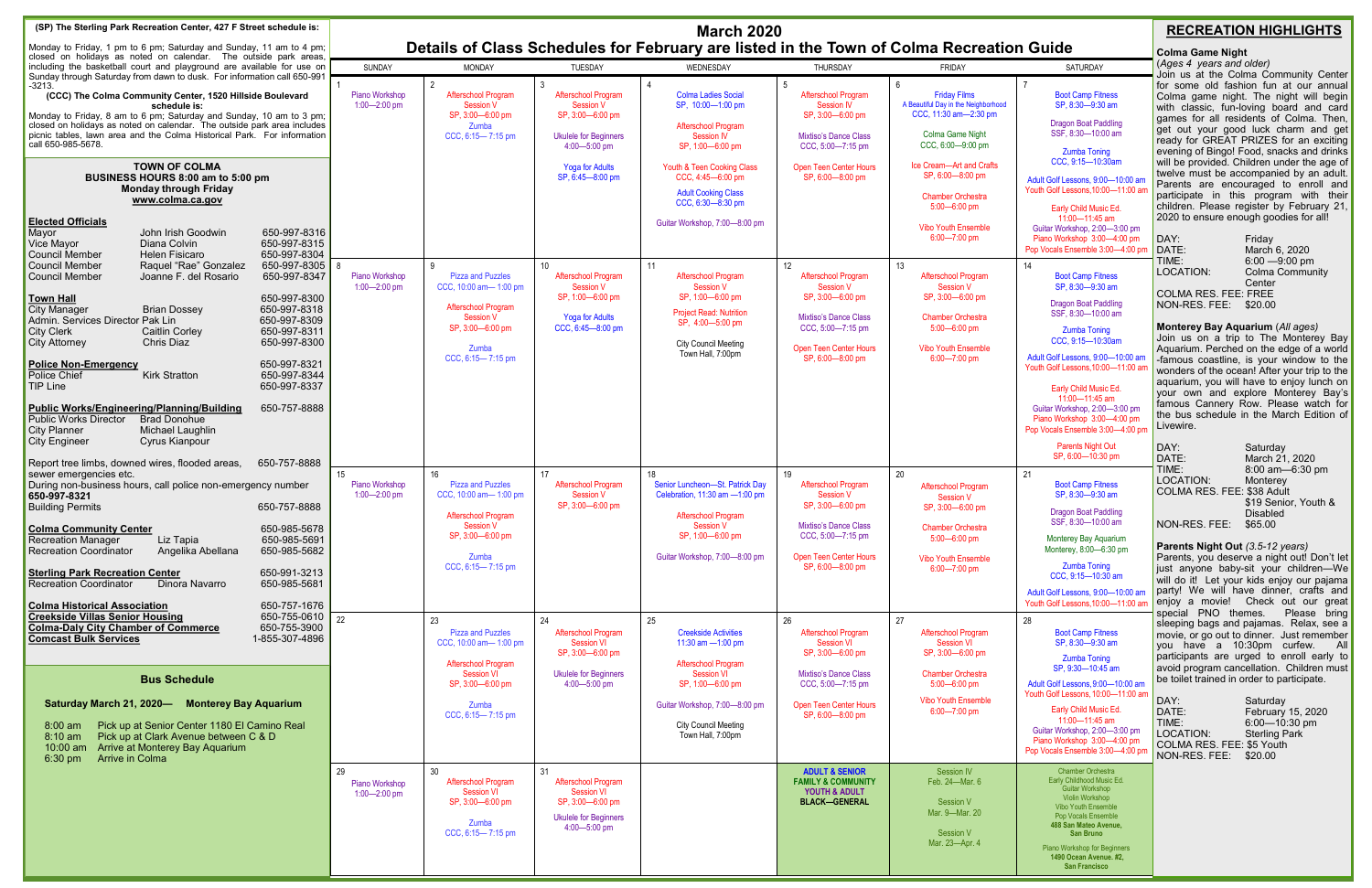**(SP) The Sterling Park Recreation Center, 427 F Street schedule is:**

Monday to Friday, 1 pm to 6 pm; Saturday and Sunday, 11 am to 4 pm; closed on holidays as noted on calendar. The outside park areas, including the basketball court and playground are available for use on Sunday through Saturday from dawn to dusk. For information call 650-991-3213.

**(CCC) The Colma Community Center, 1520 Hillside Boulevard schedule is:**

Monday to Friday, 8 am to 6 pm; Saturday and Sunday, 10 am to 3 pm; closed on holidays as noted on calendar. The outside park areas include picnic tables, lawn area and the Colma Historical Park. For information call 650-985-5678.

**TOWN OF COLMA**
**BUSINESS HOURS 8:00 am to 5:00 pm**
**Monday through Friday**
**www.colma.ca.gov**

**Elected Officials**

| | | |
|---|---|---|
| Mayor | John Irish Goodwin | 650-997-8316 |
| Vice Mayor | Diana Colvin | 650-997-8315 |
| Council Member | Helen Fisicaro | 650-997-8304 |
| Council Member | Raquel "Rae" Gonzalez | 650-997-8305 |
| Council Member | Joanne F. del Rosario | 650-997-8347 |
| **Town Hall** | | 650-997-8300 |
| City Manager | Brian Dossey | 650-997-8318 |
| Admin. Services Director | Pak Lin | 650-997-8309 |
| City Clerk | Caitlin Corley | 650-997-8311 |
| City Attorney | Chris Diaz | 650-997-8300 |
| **Police Non-Emergency** | | 650-997-8321 |
| Police Chief | Kirk Stratton | 650-997-8344 |
| TIP Line | | 650-997-8337 |
| **Public Works/Engineering/Planning/Building** | | 650-757-8888 |
| Public Works Director | Brad Donohue | |
| City Planner | Michael Laughlin | |
| City Engineer | Cyrus Kianpour | |

Report tree limbs, downed wires, flooded areas, sewer emergencies etc. 650-757-8888
During non-business hours, call police non-emergency number **650-997-8321**
Building Permits 650-757-8888

| | | |
|---|---|---|
| **Colma Community Center** | | 650-985-5678 |
| Recreation Manager | Liz Tapia | 650-985-5691 |
| Recreation Coordinator | Angelika Abellana | 650-985-5682 |
| **Sterling Park Recreation Center** | | 650-991-3213 |
| Recreation Coordinator | Dinora Navarro | 650-985-5681 |
| **Colma Historical Association** | | 650-757-1676 |
| **Creekside Villas Senior Housing** | | 650-755-0610 |
| **Colma-Daly City Chamber of Commerce** | | 650-755-3900 |
| **Comcast Bulk Services** | | 1-855-307-4896 |

**Bus Schedule**

**Saturday March 21, 2020— Monterey Bay Aquarium**

- 8:00 am Pick up at Senior Center 1180 El Camino Real
- 8:10 am Pick up at Clark Avenue between C & D
- 10:00 am Arrive at Monterey Bay Aquarium
- 6:30 pm Arrive in Colma

# March 2020

## Details of Class Schedules for February are listed in the Town of Colma Recreation Guide

| SUNDAY | MONDAY | TUESDAY | WEDNESDAY | THURSDAY | FRIDAY | SATURDAY |
|---|---|---|---|---|---|---|
| 1<br>Piano Workshop 1:00—2:00 pm | 2<br>Afterschool Program Session V SP, 3:00—6:00 pm<br>Zumba CCC, 6:15—7:15 pm | 3<br>Afterschool Program Session V SP, 3:00—6:00 pm<br>Ukulele for Beginners 4:00—5:00 pm<br>Yoga for Adults SP, 6:45—8:00 pm | 4<br>Colma Ladies Social SP, 10:00—1:00 pm<br>Afterschool Program Session IV SP, 1:00—6:00 pm<br>Youth & Teen Cooking Class CCC, 4:45—6:00 pm<br>Adult Cooking Class CCC, 6:30—8:30 pm<br>Guitar Workshop, 7:00—8:00 pm | 5<br>Afterschool Program Session IV SP, 3:00—6:00 pm<br>Mixtiso's Dance Class CCC, 5:00—7:15 pm<br>Open Teen Center Hours SP, 6:00—8:00 pm | 6<br>Friday Films A Beautiful Day in the Neighborhood CCC, 11:30 am—2:30 pm<br>Colma Game Night CCC, 6:00—9:00 pm<br>Ice Cream—Art and Crafts SP, 6:00—8:00 pm<br>Chamber Orchestra 5:00—6:00 pm<br>Vibo Youth Ensemble 6:00—7:00 pm | 7<br>Boot Camp Fitness SP, 8:30—9:30 am<br>Dragon Boat Paddling SSF, 8:30—10:00 am<br>Zumba Toning CCC, 9:15—10:30am<br>Adult Golf Lessons, 9:00—10:00 am<br>Youth Golf Lessons,10:00—11:00 am<br>Early Child Music Ed. 11:00—11:45 am<br>Guitar Workshop, 2:00—3:00 pm<br>Piano Workshop 3:00—4:00 pm<br>Pop Vocals Ensemble 3:00—4:00 pm |
| 8<br>Piano Workshop 1:00—2:00 pm | 9<br>Pizza and Puzzles CCC, 10:00 am— 1:00 pm<br>Afterschool Program Session V SP, 3:00—6:00 pm<br>Zumba CCC, 6:15—7:15 pm | 10<br>Afterschool Program Session V SP, 1:00—6:00 pm<br>Yoga for Adults CCC, 6:45—8:00 pm | 11<br>Afterschool Program Session V SP, 1:00—6:00 pm<br>Project Read: Nutrition SP, 4:00—5:00 pm<br>City Council Meeting Town Hall, 7:00pm | 12<br>Afterschool Program Session V SP, 3:00—6:00 pm<br>Mixtiso's Dance Class CCC, 5:00—7:15 pm<br>Open Teen Center Hours SP, 6:00—8:00 pm | 13<br>Afterschool Program Session V SP, 3:00—6:00 pm<br>Chamber Orchestra 5:00—6:00 pm<br>Vibo Youth Ensemble 6:00—7:00 pm | 14<br>Boot Camp Fitness SP, 8:30—9:30 am<br>Dragon Boat Paddling SSF, 8:30—10:00 am<br>Zumba Toning CCC, 9:15—10:30am<br>Adult Golf Lessons, 9:00—10:00 am<br>Youth Golf Lessons,10:00—11:00 am<br>Early Child Music Ed. 11:00—11:45 am<br>Guitar Workshop, 2:00—3:00 pm<br>Piano Workshop 3:00—4:00 pm<br>Pop Vocals Ensemble 3:00—4:00 pm<br>Parents Night Out SP, 6:00—10:30 pm |
| 15<br>Piano Workshop 1:00—2:00 pm | 16<br>Pizza and Puzzles CCC, 10:00 am— 1:00 pm<br>Afterschool Program Session V SP, 3:00—6:00 pm<br>Zumba CCC, 6:15—7:15 pm | 17<br>Afterschool Program Session V SP, 3:00—6:00 pm | 18<br>Senior Luncheon—St. Patrick Day Celebration, 11:30 am —1:00 pm<br>Afterschool Program Session V SP, 1:00—6:00 pm<br>Guitar Workshop, 7:00—8:00 pm | 19<br>Afterschool Program Session V SP, 3:00—6:00 pm<br>Mixtiso's Dance Class CCC, 5:00—7:15 pm<br>Open Teen Center Hours SP, 6:00—8:00 pm | 20<br>Afterschool Program Session V SP, 3:00—6:00 pm<br>Chamber Orchestra 5:00—6:00 pm<br>Vibo Youth Ensemble 6:00—7:00 pm | 21<br>Boot Camp Fitness SP, 8:30—9:30 am<br>Dragon Boat Paddling SSF, 8:30—10:00 am<br>Monterey Bay Aquarium Monterey, 8:00—6:30 pm<br>Zumba Toning CCC, 9:15—10:30 am<br>Adult Golf Lessons, 9:00—10:00 am<br>Youth Golf Lessons,10:00—11:00 am |
| 22 | 23<br>Pizza and Puzzles CCC, 10:00 am— 1:00 pm<br>Afterschool Program Session VI SP, 3:00—6:00 pm<br>Zumba CCC, 6:15—7:15 pm | 24<br>Afterschool Program Session VI SP, 3:00—6:00 pm<br>Ukulele for Beginners 4:00—5:00 pm | 25<br>Creekside Activities 11:30 am —1:00 pm<br>Afterschool Program Session VI SP, 1:00—6:00 pm<br>Guitar Workshop, 7:00—8:00 pm<br>City Council Meeting Town Hall, 7:00pm | 26<br>Afterschool Program Session VI SP, 3:00—6:00 pm<br>Mixtiso's Dance Class CCC, 5:00—7:15 pm<br>Open Teen Center Hours SP, 6:00—8:00 pm | 27<br>Afterschool Program Session VI SP, 3:00—6:00 pm<br>Chamber Orchestra 5:00—6:00 pm<br>Vibo Youth Ensemble 6:00—7:00 pm | 28<br>Boot Camp Fitness SP, 8:30—9:30 am<br>Zumba Toning SP, 9:30—10:45 am<br>Adult Golf Lessons,9:00—10:00 am<br>Youth Golf Lessons, 10:00—11:00 am<br>Early Child Music Ed. 11:00—11:45 am<br>Guitar Workshop, 2:00—3:00 pm<br>Piano Workshop 3:00—4:00 pm<br>Pop Vocals Ensemble 3:00—4:00 pm |
| 29<br>Piano Workshop 1:00—2:00 pm | 30<br>Afterschool Program Session VI SP, 3:00—6:00 pm<br>Zumba CCC, 6:15—7:15 pm | 31<br>Afterschool Program Session VI SP, 3:00—6:00 pm<br>Ukulele for Beginners 4:00—5:00 pm | | **ADULT & SENIOR**<br>**FAMILY & COMMUNITY**<br>**YOUTH & ADULT**<br>**BLACK—GENERAL** | Session IV Feb. 24—Mar. 6<br>Session V Mar. 9—Mar. 20<br>Session V Mar. 23—Apr. 4 | Chamber Orchestra<br>Early Childhood Music Ed.<br>Guitar Workshop<br>Violin Workshop<br>Vibo Youth Ensemble<br>Pop Vocals Ensemble<br>**488 San Mateo Avenue, San Bruno**<br>Piano Workshop for Beginners<br>**1490 Ocean Avenue. #2, San Francisco** |

## RECREATION HIGHLIGHTS

### Colma Game Night

*(Ages 4 years and older)*

Join us at the Colma Community Center for some old fashion fun at our annual Colma game night. The night will begin with classic, fun-loving board and card games for all residents of Colma. Then, get out your good luck charm and get ready for GREAT PRIZES for an exciting evening of Bingo! Food, snacks and drinks will be provided. Children under the age of twelve must be accompanied by an adult. Parents are encouraged to enroll and participate in this program with their children. Please register by February 21, 2020 to ensure enough goodies for all!

| | |
|---|---|
| DAY: | Friday |
| DATE: | March 6, 2020 |
| TIME: | 6:00 —9:00 pm |
| LOCATION: | Colma Community Center |
| COLMA RES. FEE: | FREE |
| NON-RES. FEE: | $20.00 |

### Monterey Bay Aquarium *(All ages)*

Join us on a trip to The Monterey Bay Aquarium. Perched on the edge of a world-famous coastline, is your window to the wonders of the ocean! After your trip to the aquarium, you will have to enjoy lunch on your own and explore Monterey Bay's famous Cannery Row. Please watch for the bus schedule in the March Edition of Livewire.

| | |
|---|---|
| DAY: | Saturday |
| DATE: | March 21, 2020 |
| TIME: | 8:00 am—6:30 pm |
| LOCATION: | Monterey |
| COLMA RES. FEE: | $38 Adult<br>$19 Senior, Youth & Disabled |
| NON-RES. FEE: | $65.00 |

### Parents Night Out *(3.5-12 years)*

Parents, you deserve a night out! Don't let just anyone baby-sit your children—We will do it! Let your kids enjoy our pajama party! We will have dinner, crafts and enjoy a movie! Check out our great special PNO themes. Please bring sleeping bags and pajamas. Relax, see a movie, or go out to dinner. Just remember you have a 10:30pm curfew. All participants are urged to enroll early to avoid program cancellation. Children must be toilet trained in order to participate.

| | |
|---|---|
| DAY: | Saturday |
| DATE: | February 15, 2020 |
| TIME: | 6:00—10:30 pm |
| LOCATION: | Sterling Park |
| COLMA RES. FEE: | $5 Youth |
| NON-RES. FEE: | $20.00 |